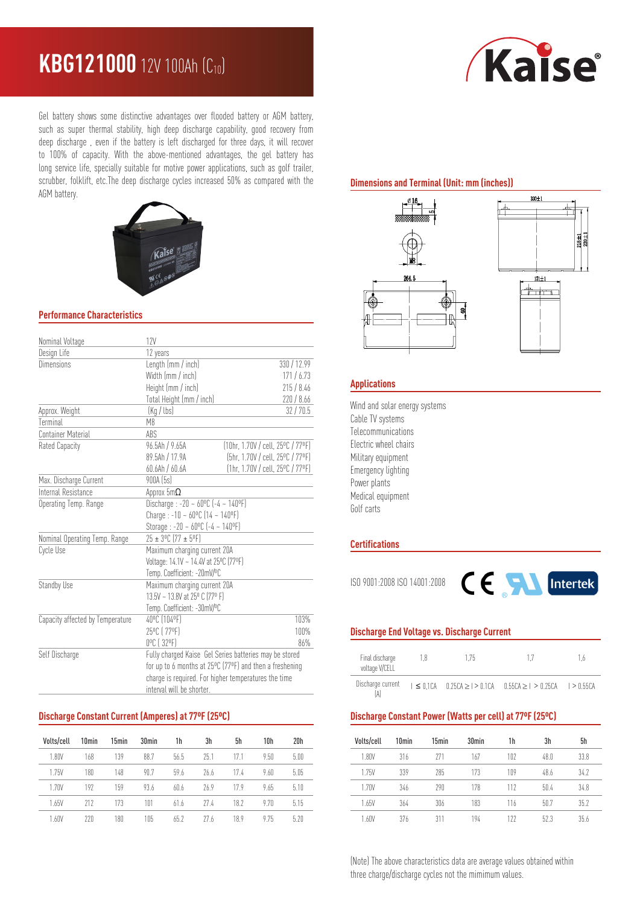# KBG121000 12V 100Ah ($C_{10}$)

Gel battery shows some distinctive advantages over flooded battery or AGM battery, such as super thermal stability, high deep discharge capability, good recovery from deep discharge , even if the battery is left discharged for three days, it will recover to 100% of capacity. With the above-mentioned advantages, the gel battery has long service life, specially suitable for motive power applications, such as golf trailer, scrubber, folklift, etc.The deep discharge cycles increased 50% as compared with the AGM battery.

## Performance Characteristics

| | | |
|---|---|---|
| Nominal Voltage | 12V | |
| Design Life | 12 years | |
| Dimensions | Length (mm / inch) | 330 / 12.99 |
| | Width (mm / inch) | 171 / 6.73 |
| | Height (mm / inch) | 215 / 8.46 |
| | Total Height (mm / inch) | 220 / 8.66 |
| Approx. Weight | (Kg / lbs) | 32 / 70.5 |
| Terminal | M8 | |
| Container Material | ABS | |
| Rated Capacity | 96.5Ah / 9.65A | (10hr, 1.70V / cell, 25ºC / 77ºF) |
| | 89.5Ah / 17.9A | (5hr, 1.70V / cell, 25ºC / 77ºF) |
| | 60.6Ah / 60.6A | (1hr, 1.70V / cell, 25ºC / 77ºF) |
| Max. Discharge Current | 900A (5s) | |
| Internal Resistance | Approx 5mΩ | |
| Operating Temp. Range | Discharge : -20 ~ 60ºC (-4 ~ 140ºF) | |
| | Charge : -10 ~ 60ºC (14 ~ 140ºF) | |
| | Storage : -20 ~ 60ºC (-4 ~ 140ºF) | |
| Nominal Operating Temp. Range | 25 ± 3ºC (77 ± 5ºF) | |
| Cycle Use | Maximum charging current 20A | |
| | Voltage: 14.1V ~ 14.4V at 25ºC (77ºF) | |
| | Temp. Coefficient: -20mV/ºC | |
| Standby Use | Maximum charging current 20A | |
| | 13.5V ~ 13.8V at 25º C (77º F) | |
| | Temp. Coefficient: -30mV/ºC | |
| Capacity affected by Temperature | 40ºC (104ºF) | 103% |
| | 25ºC ( 77ºF) | 100% |
| | 0ºC ( 32ºF) | 86% |
| Self Discharge | Fully charged Kaise Gel Series batteries may be stored for up to 6 months at 25ºC (77ºF) and then a freshening charge is required. For higher temperatures the time interval will be shorter. | |

## Discharge Constant Current (Amperes) at 77ºF (25ºC)

| Volts/cell | 10min | 15min | 30min | 1h | 3h | 5h | 10h | 20h |
|---|---|---|---|---|---|---|---|---|
| 1.80V | 168 | 139 | 88.7 | 56.5 | 25.1 | 17.1 | 9.50 | 5.00 |
| 1.75V | 180 | 148 | 90.7 | 59.6 | 26.6 | 17.4 | 9.60 | 5.05 |
| 1.70V | 192 | 159 | 93.6 | 60.6 | 26.9 | 17.9 | 9.65 | 5.10 |
| 1.65V | 212 | 173 | 101 | 61.6 | 27.4 | 18.2 | 9.70 | 5.15 |
| 1.60V | 220 | 180 | 105 | 65.2 | 27.6 | 18.9 | 9.75 | 5.20 |

## Dimensions and Terminal (Unit: mm (inches))

## Applications

Wind and solar energy systems
Cable TV systems
Telecommunications
Electric wheel chairs
Military equipment
Emergency lighting
Power plants
Medical equipment
Golf carts

## Certifications

ISO 9001:2008 ISO 14001:2008

## Discharge End Voltage vs. Discharge Current

| Final discharge voltage V/CELL | 1.8 | 1.75 | 1.7 | 1.6 |
|---|---|---|---|---|
| Discharge current (A) | I ≤ 0.1CA | 0.25CA ≥ I > 0.1CA | 0.55CA ≥ I > 0.25CA | I > 0.55CA |

## Discharge Constant Power (Watts per cell) at 77ºF (25ºC)

| Volts/cell | 10min | 15min | 30min | 1h | 3h | 5h |
|---|---|---|---|---|---|---|
| 1.80V | 316 | 271 | 167 | 102 | 48.0 | 33.8 |
| 1.75V | 339 | 285 | 173 | 109 | 48.6 | 34.2 |
| 1.70V | 346 | 290 | 178 | 112 | 50.4 | 34.8 |
| 1.65V | 364 | 306 | 183 | 116 | 50.7 | 35.2 |
| 1.60V | 376 | 311 | 194 | 122 | 52.3 | 35.6 |

(Note) The above characteristics data are average values obtained within three charge/discharge cycles not the mimimum values.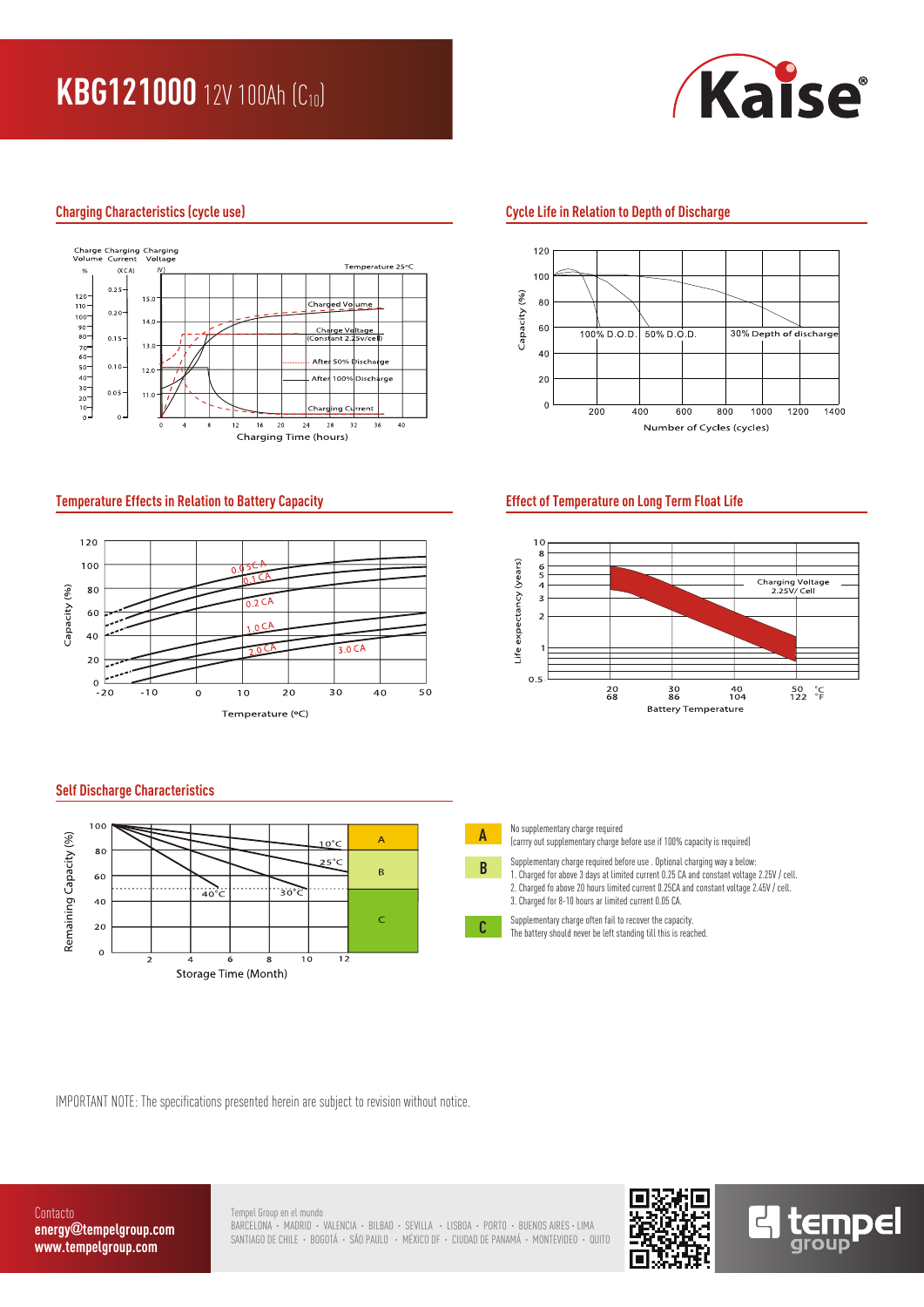# KBG121000 12V 100Ah ($C_{10}$)

Kaise®

## Charging Characteristics (cycle use)

Charge Volume % | Charging Current (XCA) | Charging Voltage (V)

Temperature 25°C

120 110 100 90 80 70 60 50 40 30 20 10 0

0.25 0.20 0.15 0.10 0.05 0

15.0 14.0 13.0 12.0 11.0

Charged Volume

Charge Voltage (Constant 2.25V/cell)

After 50% Discharge

After 100% Discharge

Charging Current

0 4 8 12 16 20 24 28 32 36 40

Charging Time (hours)

## Cycle Life in Relation to Depth of Discharge

Capacity (%)

120 100 80 60 40 20 0

100% D.O.D. 50% D.O.D. 30% Depth of discharge

200 400 600 800 1000 1200 1400

Number of Cycles (cycles)

## Temperature Effects in Relation to Battery Capacity

Capacity (%)

120 100 80 60 40 20 0

0.05CA 0.1CA 0.2CA 1.0CA 2.0CA 3.0CA

-20 -10 0 10 20 30 40 50

Temperature (°C)

## Effect of Temperature on Long Term Float Life

Life expectancy (years)

10 8 6 5 4 3 2 1 0.5

Charging Voltage 2.25V/ Cell

20 30 40 50 °C

68 86 104 122 °F

Battery Temperature

## Self Discharge Characteristics

Remaining Capacity (%)

100 80 60 40 20 0

10°C 25°C 40°C 30°C

A B C

2 4 6 8 10 12

Storage Time (Month)

**A** No supplementary charge required
(carrry out supplementary charge before use if 100% capacity is required)

**B** Supplementary charge required before use . Optional charging way a below:
1. Charged for above 3 days at limited current 0.25 CA and constant voltage 2.25V / cell.
2. Charged fo above 20 hours limited current 0.25CA and constant voltage 2.45V / cell.
3. Charged for 8-10 hours ar limited current 0.05 CA.

**C** Supplementary charge often fail to recover the capacity.
The battery should never be left standing till this is reached.

IMPORTANT NOTE: The specifications presented herein are subject to revision without notice.

Contacto
**energy@tempelgroup.com**
**www.tempelgroup.com**

Tempel Group en el mundo
BARCELONA · MADRID · VALENCIA · BILBAO · SEVILLA · LISBOA · PORTO · BUENOS AIRES · LIMA
SANTIAGO DE CHILE · BOGOTÁ · SÃO PAULO · MÉXICO DF · CIUDAD DE PANAMÁ · MONTEVIDEO · QUITO

tempel group